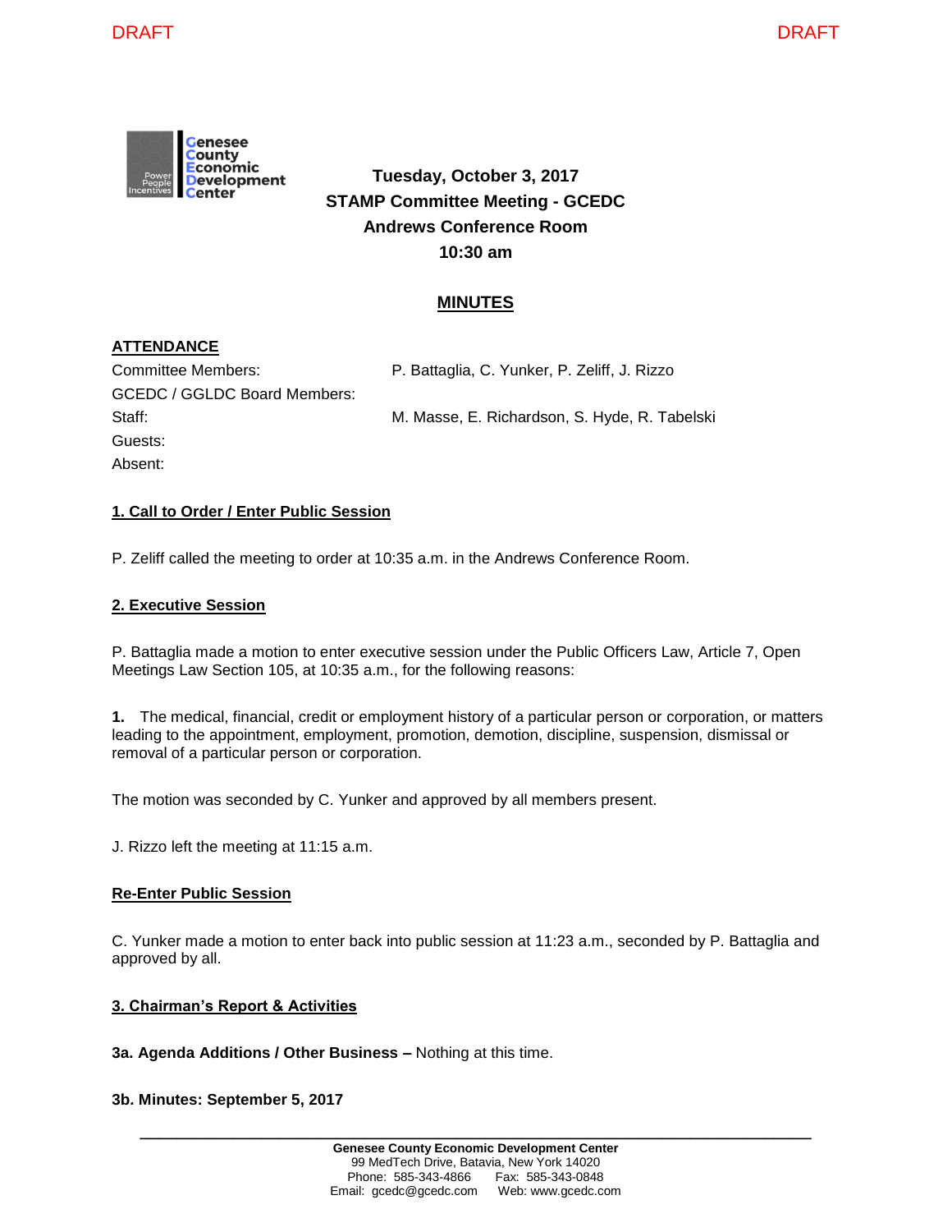DRAFT DRAFT

**Tuesday, October 3, 2017**
**STAMP Committee Meeting - GCEDC**
**Andrews Conference Room**
**10:30 am**

# MINUTES

## ATTENDANCE

| | |
|---|---|
| Committee Members: | P. Battaglia, C. Yunker, P. Zeliff, J. Rizzo |
| GCEDC / GGLDC Board Members: | |
| Staff: | M. Masse, E. Richardson, S. Hyde, R. Tabelski |
| Guests: | |
| Absent: | |

## 1. Call to Order / Enter Public Session

P. Zeliff called the meeting to order at 10:35 a.m. in the Andrews Conference Room.

## 2. Executive Session

P. Battaglia made a motion to enter executive session under the Public Officers Law, Article 7, Open Meetings Law Section 105, at 10:35 a.m., for the following reasons:

**1.** The medical, financial, credit or employment history of a particular person or corporation, or matters leading to the appointment, employment, promotion, demotion, discipline, suspension, dismissal or removal of a particular person or corporation.

The motion was seconded by C. Yunker and approved by all members present.

J. Rizzo left the meeting at 11:15 a.m.

## Re-Enter Public Session

C. Yunker made a motion to enter back into public session at 11:23 a.m., seconded by P. Battaglia and approved by all.

## 3. Chairman's Report & Activities

**3a. Agenda Additions / Other Business –** Nothing at this time.

**3b. Minutes: September 5, 2017**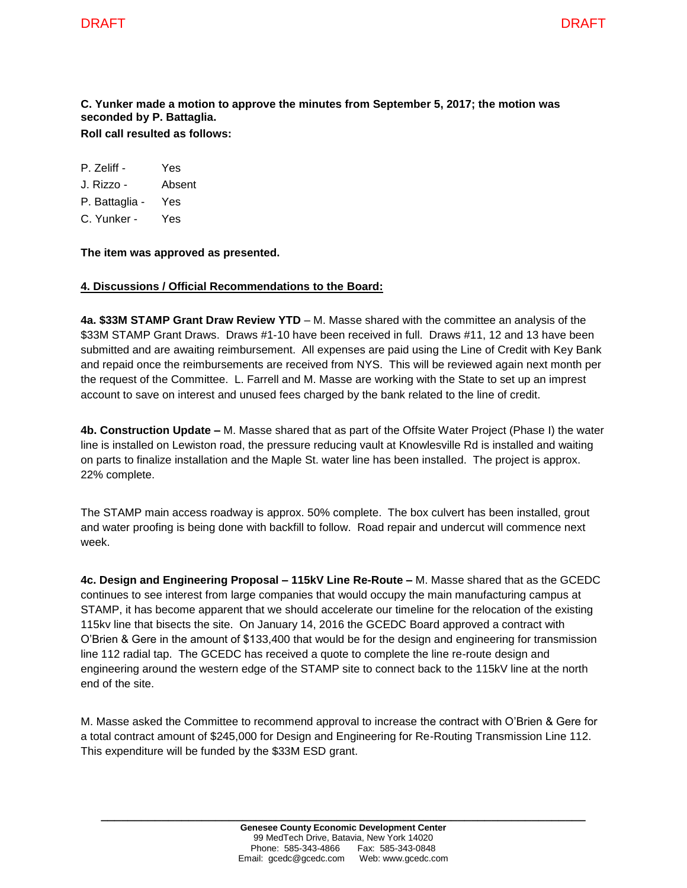**C. Yunker made a motion to approve the minutes from September 5, 2017; the motion was seconded by P. Battaglia.**

**Roll call resulted as follows:**

P. Zeliff - Yes
J. Rizzo - Absent
P. Battaglia - Yes
C. Yunker - Yes

**The item was approved as presented.**

## 4. Discussions / Official Recommendations to the Board:

**4a. $33M STAMP Grant Draw Review YTD** – M. Masse shared with the committee an analysis of the $33M STAMP Grant Draws. Draws #1-10 have been received in full. Draws #11, 12 and 13 have been submitted and are awaiting reimbursement. All expenses are paid using the Line of Credit with Key Bank and repaid once the reimbursements are received from NYS. This will be reviewed again next month per the request of the Committee. L. Farrell and M. Masse are working with the State to set up an imprest account to save on interest and unused fees charged by the bank related to the line of credit.

**4b. Construction Update –** M. Masse shared that as part of the Offsite Water Project (Phase I) the water line is installed on Lewiston road, the pressure reducing vault at Knowlesville Rd is installed and waiting on parts to finalize installation and the Maple St. water line has been installed. The project is approx. 22% complete.

The STAMP main access roadway is approx. 50% complete. The box culvert has been installed, grout and water proofing is being done with backfill to follow. Road repair and undercut will commence next week.

**4c. Design and Engineering Proposal – 115kV Line Re-Route –** M. Masse shared that as the GCEDC continues to see interest from large companies that would occupy the main manufacturing campus at STAMP, it has become apparent that we should accelerate our timeline for the relocation of the existing 115kv line that bisects the site. On January 14, 2016 the GCEDC Board approved a contract with O'Brien & Gere in the amount of $133,400 that would be for the design and engineering for transmission line 112 radial tap. The GCEDC has received a quote to complete the line re-route design and engineering around the western edge of the STAMP site to connect back to the 115kV line at the north end of the site.

M. Masse asked the Committee to recommend approval to increase the contract with O'Brien & Gere for a total contract amount of $245,000 for Design and Engineering for Re-Routing Transmission Line 112. This expenditure will be funded by the $33M ESD grant.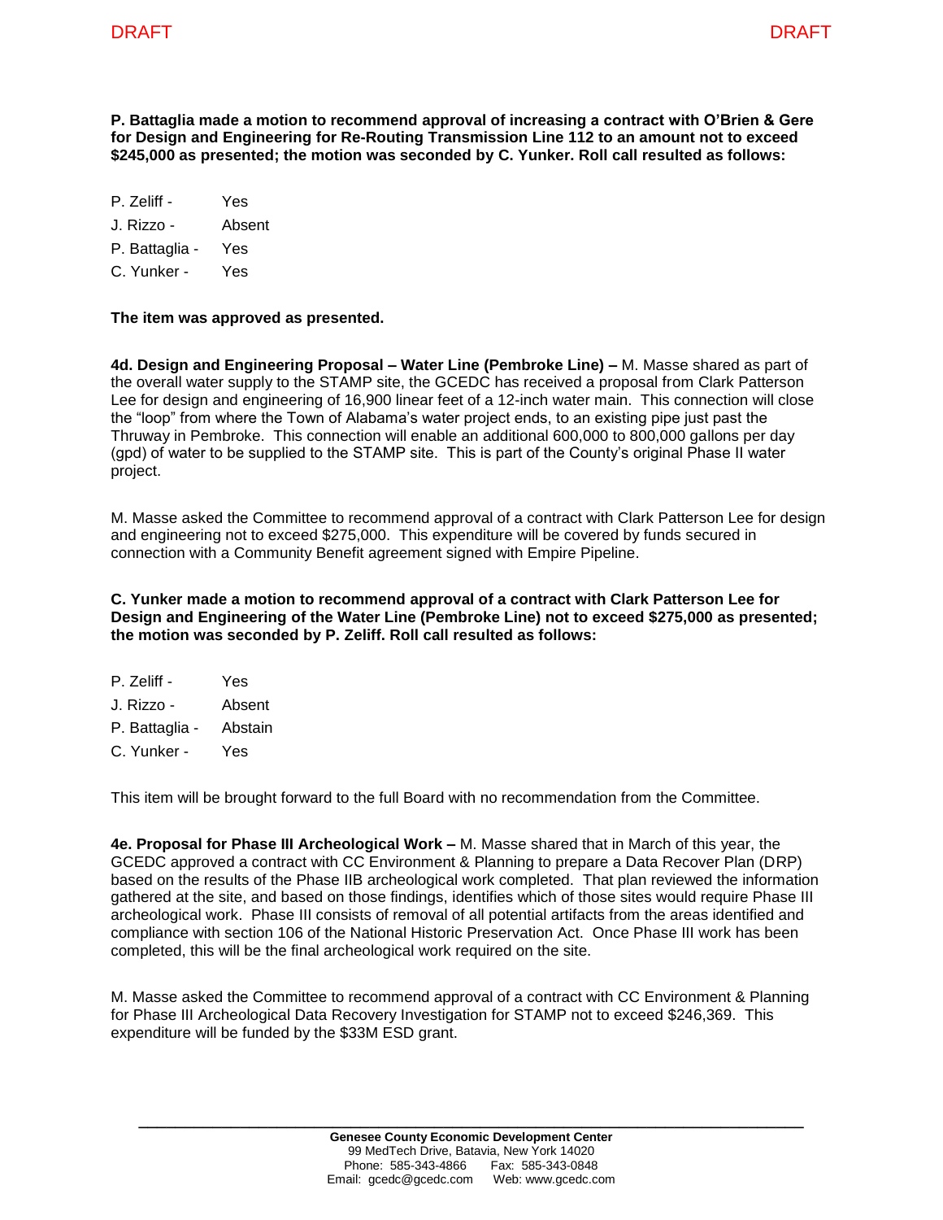DRAFT DRAFT

**P. Battaglia made a motion to recommend approval of increasing a contract with O'Brien & Gere for Design and Engineering for Re-Routing Transmission Line 112 to an amount not to exceed $245,000 as presented; the motion was seconded by C. Yunker. Roll call resulted as follows:**

P. Zeliff - Yes
J. Rizzo - Absent
P. Battaglia - Yes
C. Yunker - Yes

**The item was approved as presented.**

**4d. Design and Engineering Proposal – Water Line (Pembroke Line) –** M. Masse shared as part of the overall water supply to the STAMP site, the GCEDC has received a proposal from Clark Patterson Lee for design and engineering of 16,900 linear feet of a 12-inch water main. This connection will close the "loop" from where the Town of Alabama's water project ends, to an existing pipe just past the Thruway in Pembroke. This connection will enable an additional 600,000 to 800,000 gallons per day (gpd) of water to be supplied to the STAMP site. This is part of the County's original Phase II water project.

M. Masse asked the Committee to recommend approval of a contract with Clark Patterson Lee for design and engineering not to exceed $275,000. This expenditure will be covered by funds secured in connection with a Community Benefit agreement signed with Empire Pipeline.

**C. Yunker made a motion to recommend approval of a contract with Clark Patterson Lee for Design and Engineering of the Water Line (Pembroke Line) not to exceed $275,000 as presented; the motion was seconded by P. Zeliff. Roll call resulted as follows:**

P. Zeliff - Yes
J. Rizzo - Absent
P. Battaglia - Abstain
C. Yunker - Yes

This item will be brought forward to the full Board with no recommendation from the Committee.

**4e. Proposal for Phase III Archeological Work –** M. Masse shared that in March of this year, the GCEDC approved a contract with CC Environment & Planning to prepare a Data Recover Plan (DRP) based on the results of the Phase IIB archeological work completed. That plan reviewed the information gathered at the site, and based on those findings, identifies which of those sites would require Phase III archeological work. Phase III consists of removal of all potential artifacts from the areas identified and compliance with section 106 of the National Historic Preservation Act. Once Phase III work has been completed, this will be the final archeological work required on the site.

M. Masse asked the Committee to recommend approval of a contract with CC Environment & Planning for Phase III Archeological Data Recovery Investigation for STAMP not to exceed $246,369. This expenditure will be funded by the $33M ESD grant.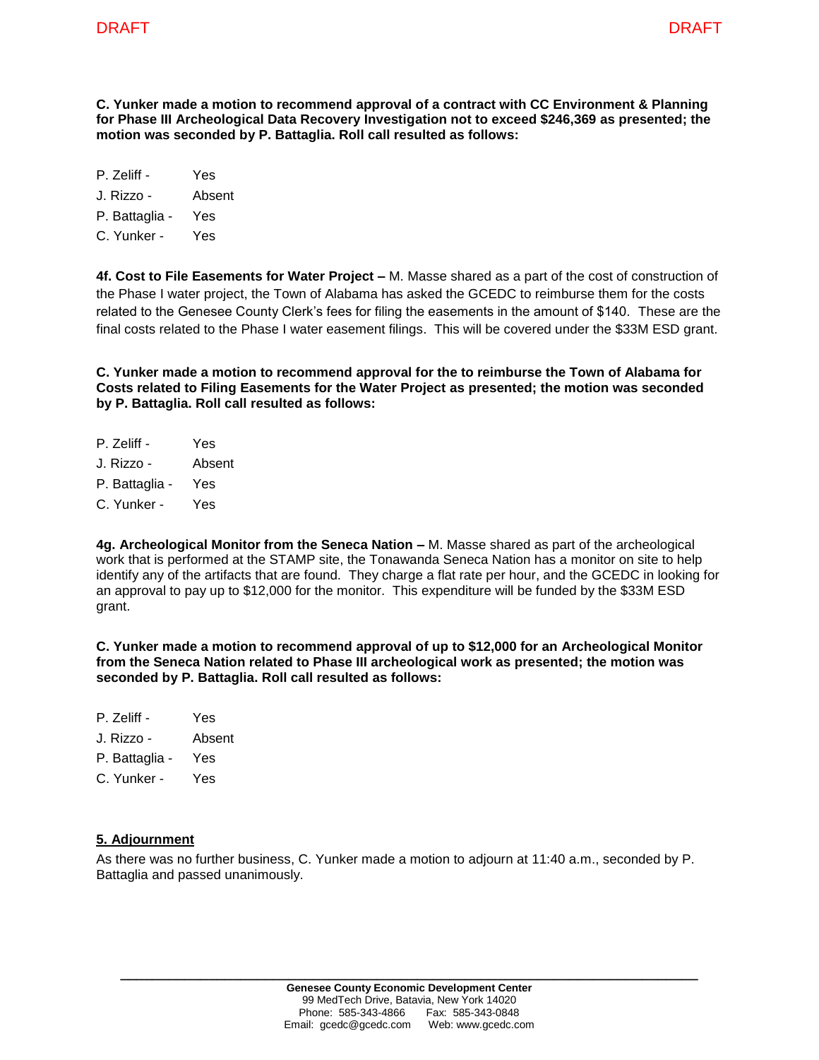**C. Yunker made a motion to recommend approval of a contract with CC Environment & Planning for Phase III Archeological Data Recovery Investigation not to exceed $246,369 as presented; the motion was seconded by P. Battaglia. Roll call resulted as follows:**

| | |
|---|---|
| P. Zeliff - | Yes |
| J. Rizzo - | Absent |
| P. Battaglia - | Yes |
| C. Yunker - | Yes |

**4f. Cost to File Easements for Water Project –** M. Masse shared as a part of the cost of construction of the Phase I water project, the Town of Alabama has asked the GCEDC to reimburse them for the costs related to the Genesee County Clerk's fees for filing the easements in the amount of $140. These are the final costs related to the Phase I water easement filings. This will be covered under the $33M ESD grant.

**C. Yunker made a motion to recommend approval for the to reimburse the Town of Alabama for Costs related to Filing Easements for the Water Project as presented; the motion was seconded by P. Battaglia. Roll call resulted as follows:**

| | |
|---|---|
| P. Zeliff - | Yes |
| J. Rizzo - | Absent |
| P. Battaglia - | Yes |
| C. Yunker - | Yes |

**4g. Archeological Monitor from the Seneca Nation –** M. Masse shared as part of the archeological work that is performed at the STAMP site, the Tonawanda Seneca Nation has a monitor on site to help identify any of the artifacts that are found. They charge a flat rate per hour, and the GCEDC in looking for an approval to pay up to $12,000 for the monitor. This expenditure will be funded by the $33M ESD grant.

**C. Yunker made a motion to recommend approval of up to $12,000 for an Archeological Monitor from the Seneca Nation related to Phase III archeological work as presented; the motion was seconded by P. Battaglia. Roll call resulted as follows:**

| | |
|---|---|
| P. Zeliff - | Yes |
| J. Rizzo - | Absent |
| P. Battaglia - | Yes |
| C. Yunker - | Yes |

## 5. Adjournment

As there was no further business, C. Yunker made a motion to adjourn at 11:40 a.m., seconded by P. Battaglia and passed unanimously.